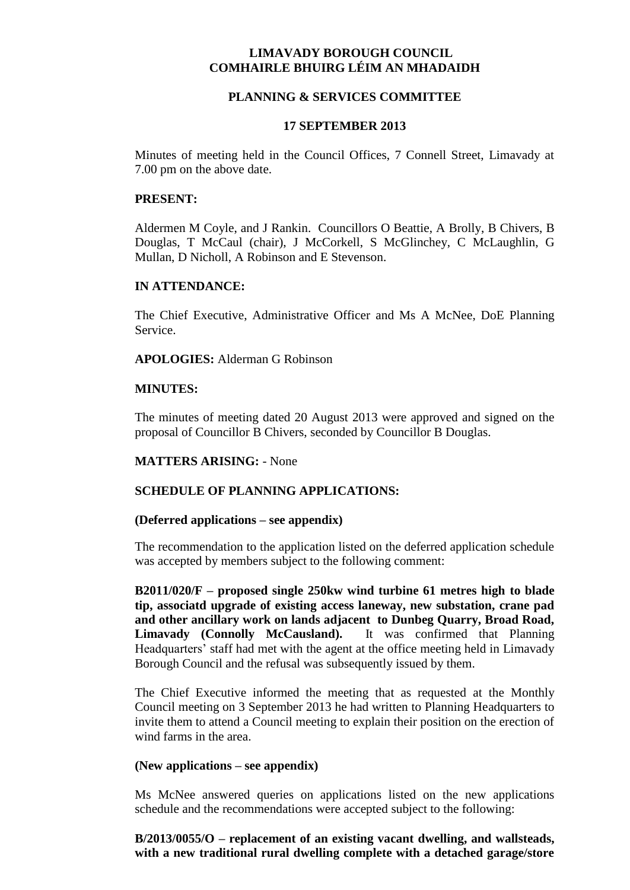**LIMAVADY BOROUGH COUNCIL**
**COMHAIRLE BHUIRG LÉIM AN MHADAIDH**

**PLANNING & SERVICES COMMITTEE**

**17 SEPTEMBER 2013**

Minutes of meeting held in the Council Offices, 7 Connell Street, Limavady at 7.00 pm on the above date.

**PRESENT:**

Aldermen M Coyle, and J Rankin. Councillors O Beattie, A Brolly, B Chivers, B Douglas, T McCaul (chair), J McCorkell, S McGlinchey, C McLaughlin, G Mullan, D Nicholl, A Robinson and E Stevenson.

**IN ATTENDANCE:**

The Chief Executive, Administrative Officer and Ms A McNee, DoE Planning Service.

**APOLOGIES:** Alderman G Robinson

**MINUTES:**

The minutes of meeting dated 20 August 2013 were approved and signed on the proposal of Councillor B Chivers, seconded by Councillor B Douglas.

**MATTERS ARISING:** - None

**SCHEDULE OF PLANNING APPLICATIONS:**

**(Deferred applications – see appendix)**

The recommendation to the application listed on the deferred application schedule was accepted by members subject to the following comment:

**B2011/020/F – proposed single 250kw wind turbine 61 metres high to blade tip, associatd upgrade of existing access laneway, new substation, crane pad and other ancillary work on lands adjacent to Dunbeg Quarry, Broad Road, Limavady (Connolly McCausland).** It was confirmed that Planning Headquarters' staff had met with the agent at the office meeting held in Limavady Borough Council and the refusal was subsequently issued by them.

The Chief Executive informed the meeting that as requested at the Monthly Council meeting on 3 September 2013 he had written to Planning Headquarters to invite them to attend a Council meeting to explain their position on the erection of wind farms in the area.

**(New applications – see appendix)**

Ms McNee answered queries on applications listed on the new applications schedule and the recommendations were accepted subject to the following:

**B/2013/0055/O – replacement of an existing vacant dwelling, and wallsteads, with a new traditional rural dwelling complete with a detached garage/store**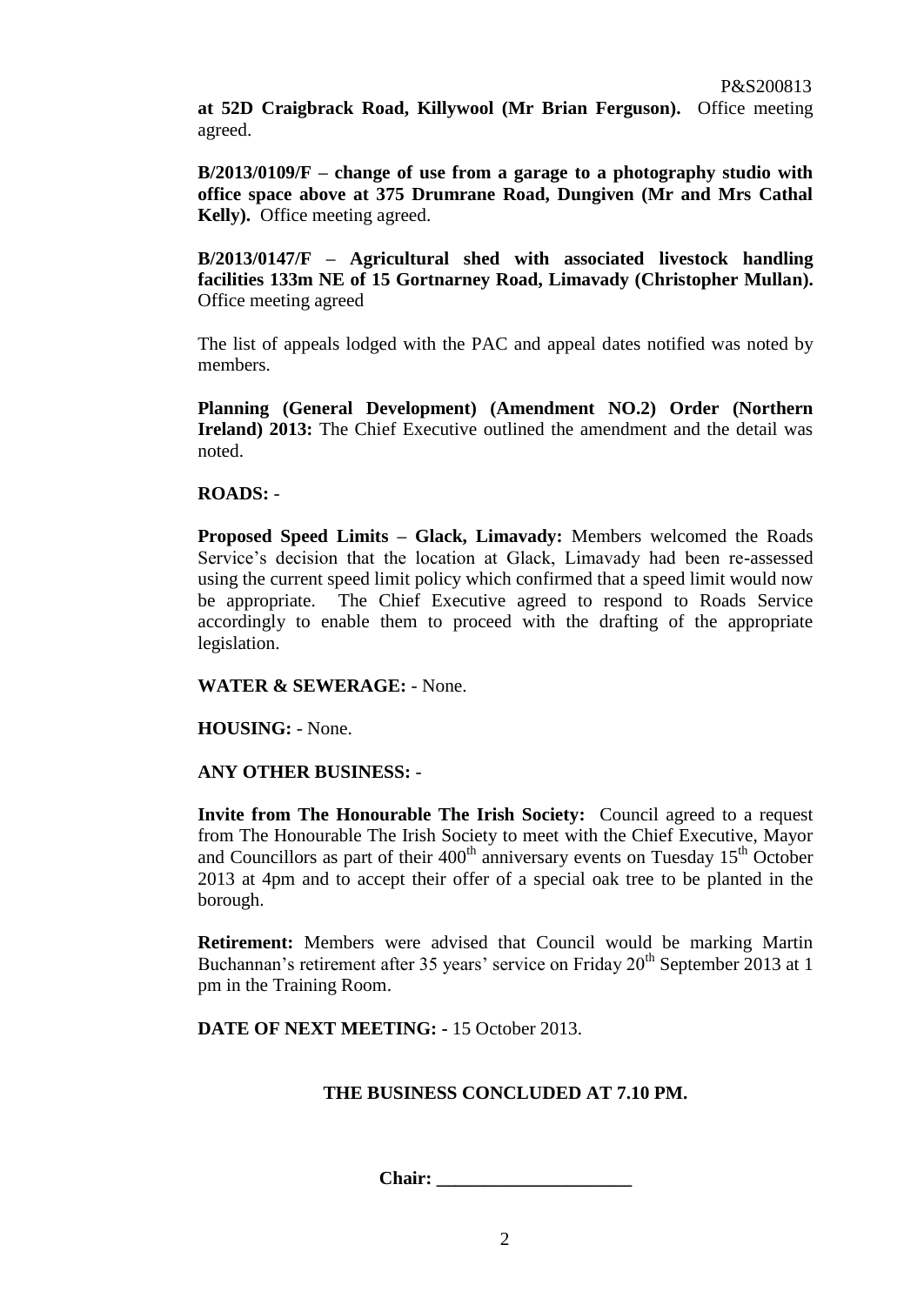**at 52D Craigbrack Road, Killywool (Mr Brian Ferguson).** Office meeting agreed.

**B/2013/0109/F – change of use from a garage to a photography studio with office space above at 375 Drumrane Road, Dungiven (Mr and Mrs Cathal Kelly).** Office meeting agreed.

**B/2013/0147/F – Agricultural shed with associated livestock handling facilities 133m NE of 15 Gortnarney Road, Limavady (Christopher Mullan).** Office meeting agreed

The list of appeals lodged with the PAC and appeal dates notified was noted by members.

**Planning (General Development) (Amendment NO.2) Order (Northern Ireland) 2013:** The Chief Executive outlined the amendment and the detail was noted.

**ROADS:** -

**Proposed Speed Limits – Glack, Limavady:** Members welcomed the Roads Service's decision that the location at Glack, Limavady had been re-assessed using the current speed limit policy which confirmed that a speed limit would now be appropriate. The Chief Executive agreed to respond to Roads Service accordingly to enable them to proceed with the drafting of the appropriate legislation.

**WATER & SEWERAGE:** - None.

**HOUSING:** - None.

**ANY OTHER BUSINESS:** -

**Invite from The Honourable The Irish Society:** Council agreed to a request from The Honourable The Irish Society to meet with the Chief Executive, Mayor and Councillors as part of their 400th anniversary events on Tuesday 15th October 2013 at 4pm and to accept their offer of a special oak tree to be planted in the borough.

**Retirement:** Members were advised that Council would be marking Martin Buchannan's retirement after 35 years' service on Friday 20th September 2013 at 1 pm in the Training Room.

**DATE OF NEXT MEETING: -** 15 October 2013.

**THE BUSINESS CONCLUDED AT 7.10 PM.**

**Chair: _____________________**